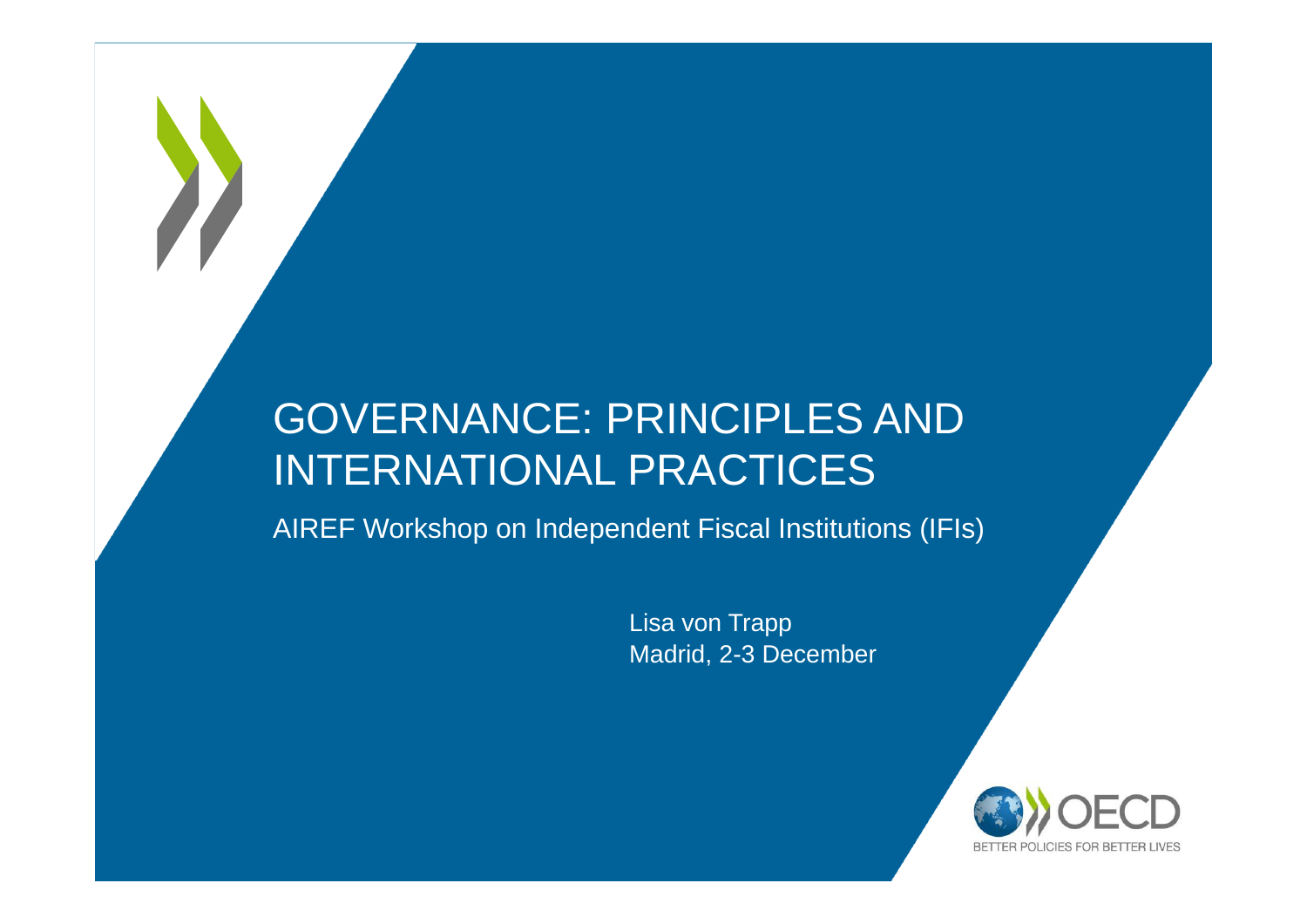# GOVERNANCE: PRINCIPLES AND INTERNATIONAL PRACTICES

AIREF Workshop on Independent Fiscal Institutions (IFIs)

Lisa von Trapp
Madrid, 2-3 December

OECD
BETTER POLICIES FOR BETTER LIVES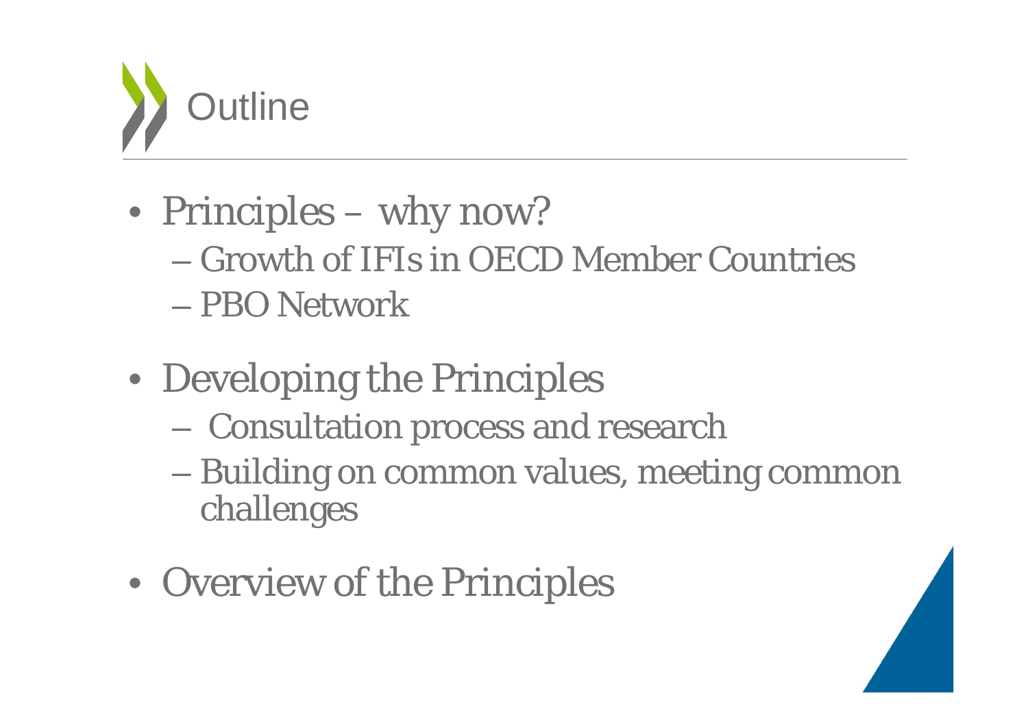# Outline

- Principles – why now?
  - Growth of IFIs in OECD Member Countries
  - PBO Network
- Developing the Principles
  - Consultation process and research
  - Building on common values, meeting common challenges
- Overview of the Principles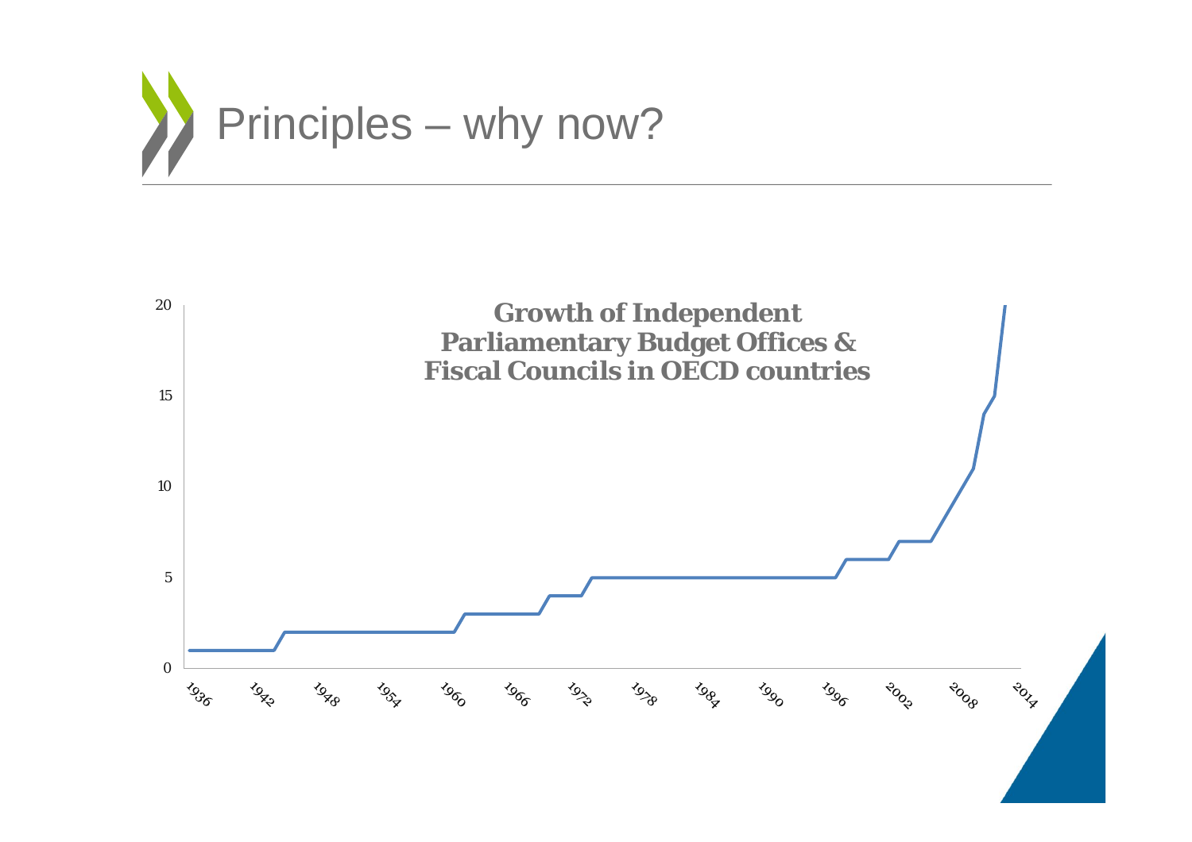# Principles – why now?

**Growth of Independent Parliamentary Budget Offices & Fiscal Councils in OECD countries**

20

15

10

5

0

1936 1942 1948 1954 1960 1966 1972 1978 1984 1990 1996 2002 2008 2014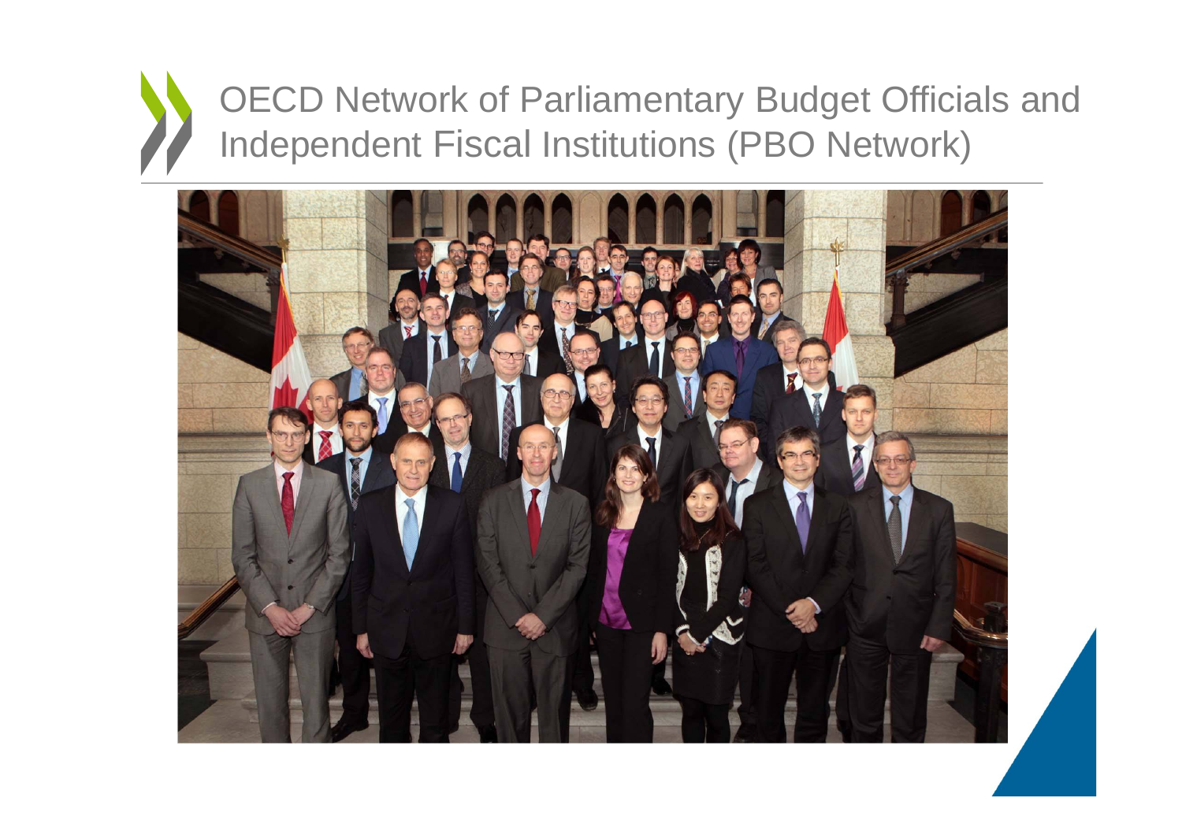# OECD Network of Parliamentary Budget Officials and Independent Fiscal Institutions (PBO Network)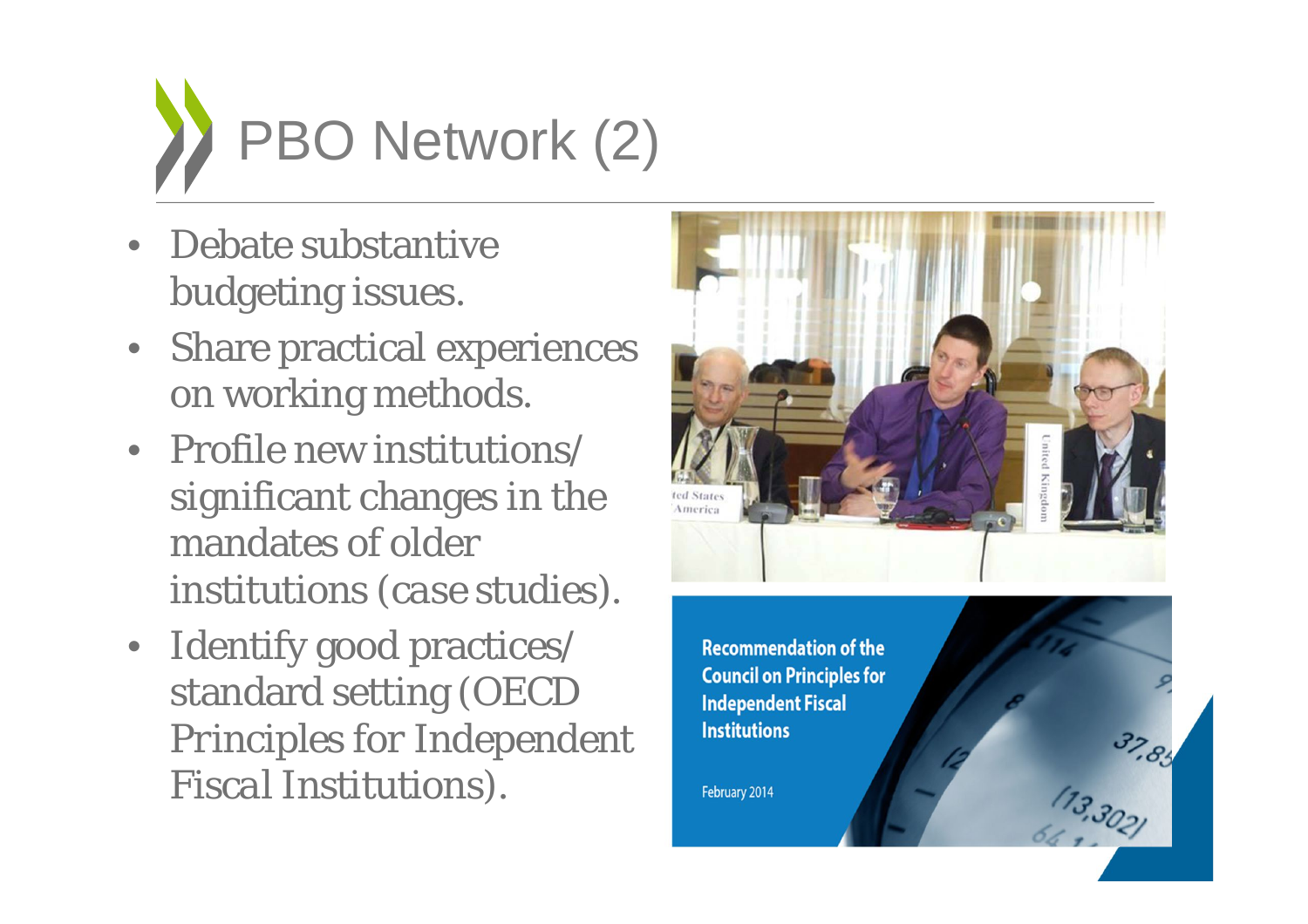# PBO Network (2)

- Debate substantive budgeting issues.
- Share practical experiences on working methods.
- Profile new institutions/ significant changes in the mandates of older institutions (case studies).
- Identify good practices/ standard setting (OECD Principles for Independent Fiscal Institutions).

**Recommendation of the Council on Principles for Independent Fiscal Institutions**

February 2014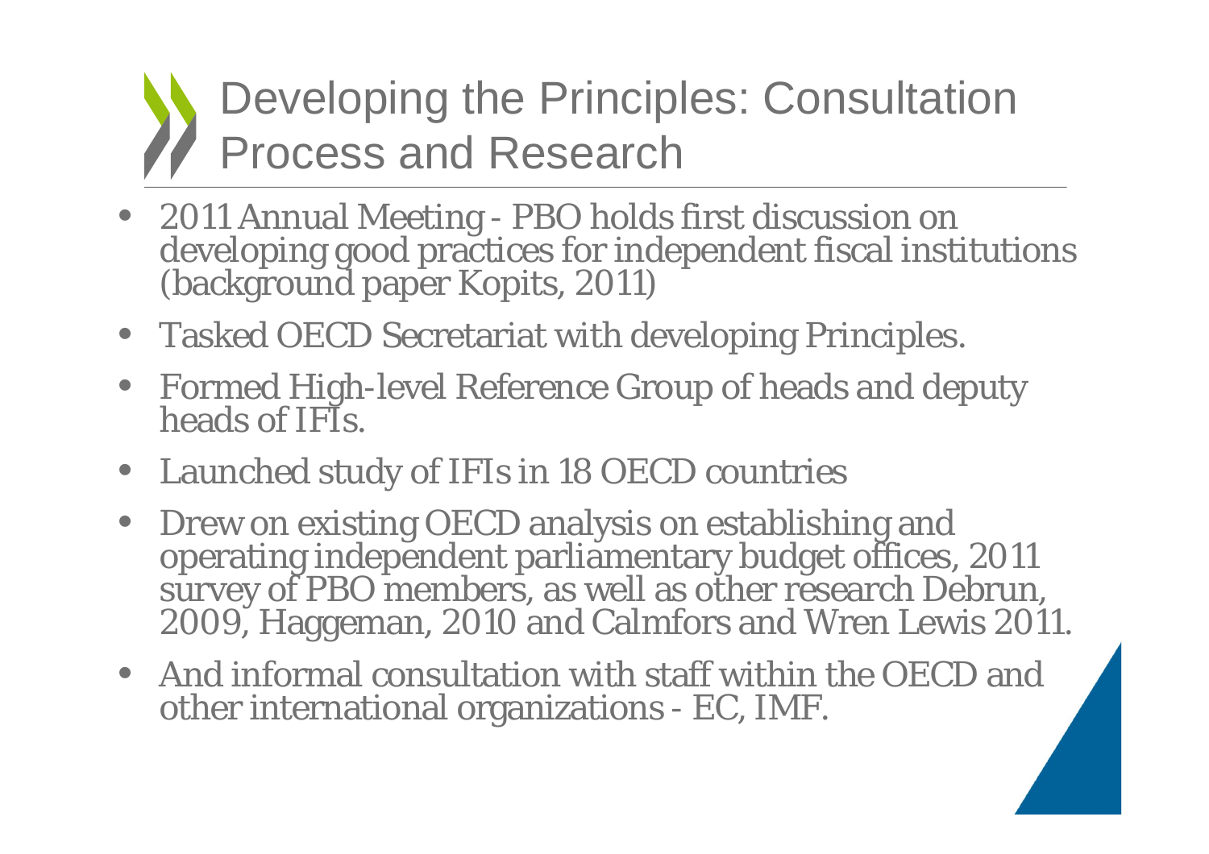# Developing the Principles: Consultation Process and Research

- 2011 Annual Meeting - PBO holds first discussion on developing good practices for independent fiscal institutions (background paper Kopits, 2011)
- Tasked OECD Secretariat with developing Principles.
- Formed High-level Reference Group of heads and deputy heads of IFIs.
- Launched study of IFIs in 18 OECD countries
- Drew on existing OECD analysis on establishing and operating independent parliamentary budget offices, 2011 survey of PBO members, as well as other research Debrun, 2009, Haggeman, 2010 and Calmfors and Wren Lewis 2011.
- And informal consultation with staff within the OECD and other international organizations - EC, IMF.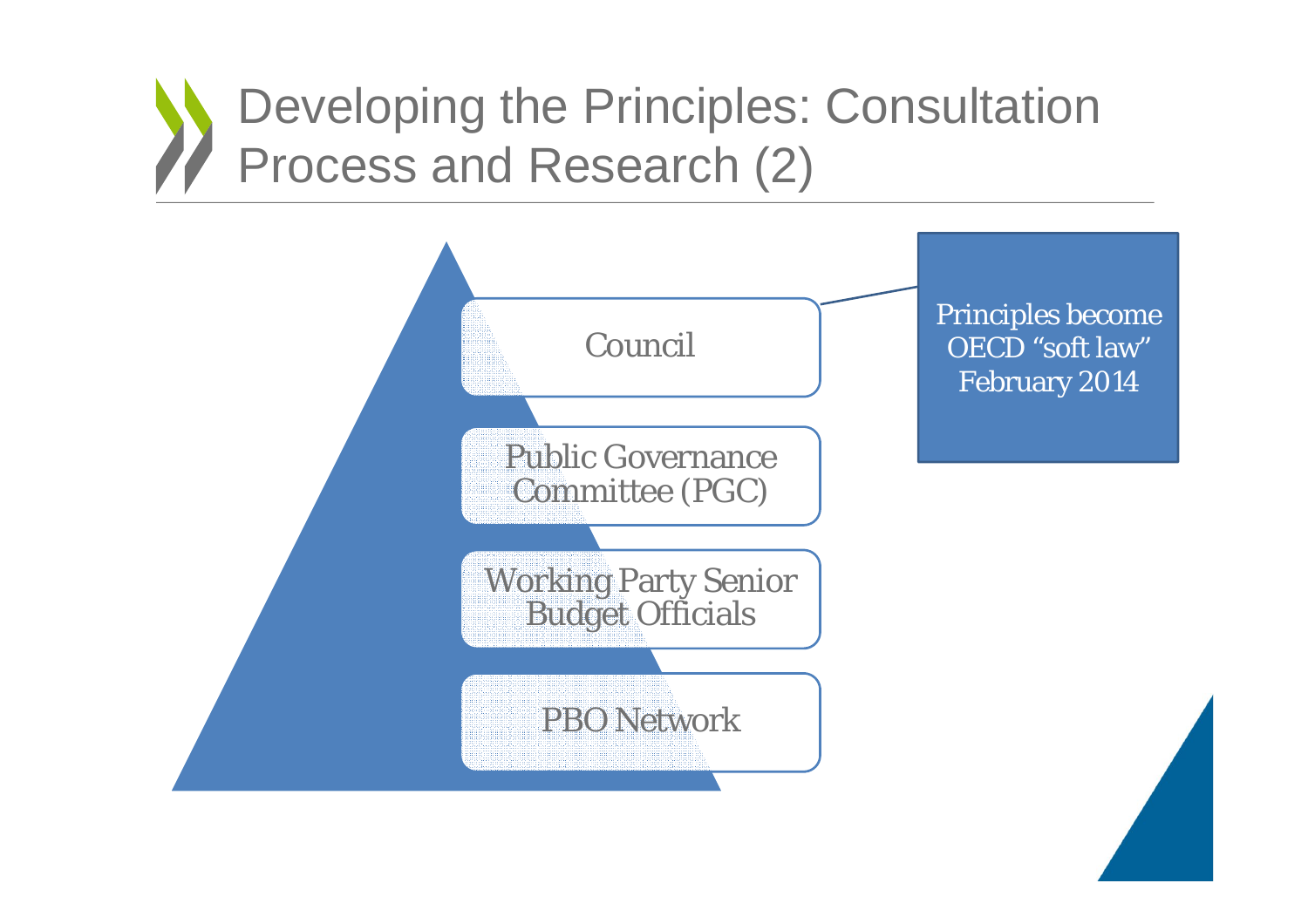# Developing the Principles: Consultation Process and Research (2)

- Council
- Public Governance Committee (PGC)
- Working Party Senior Budget Officials
- PBO Network

Principles become OECD "soft law" February 2014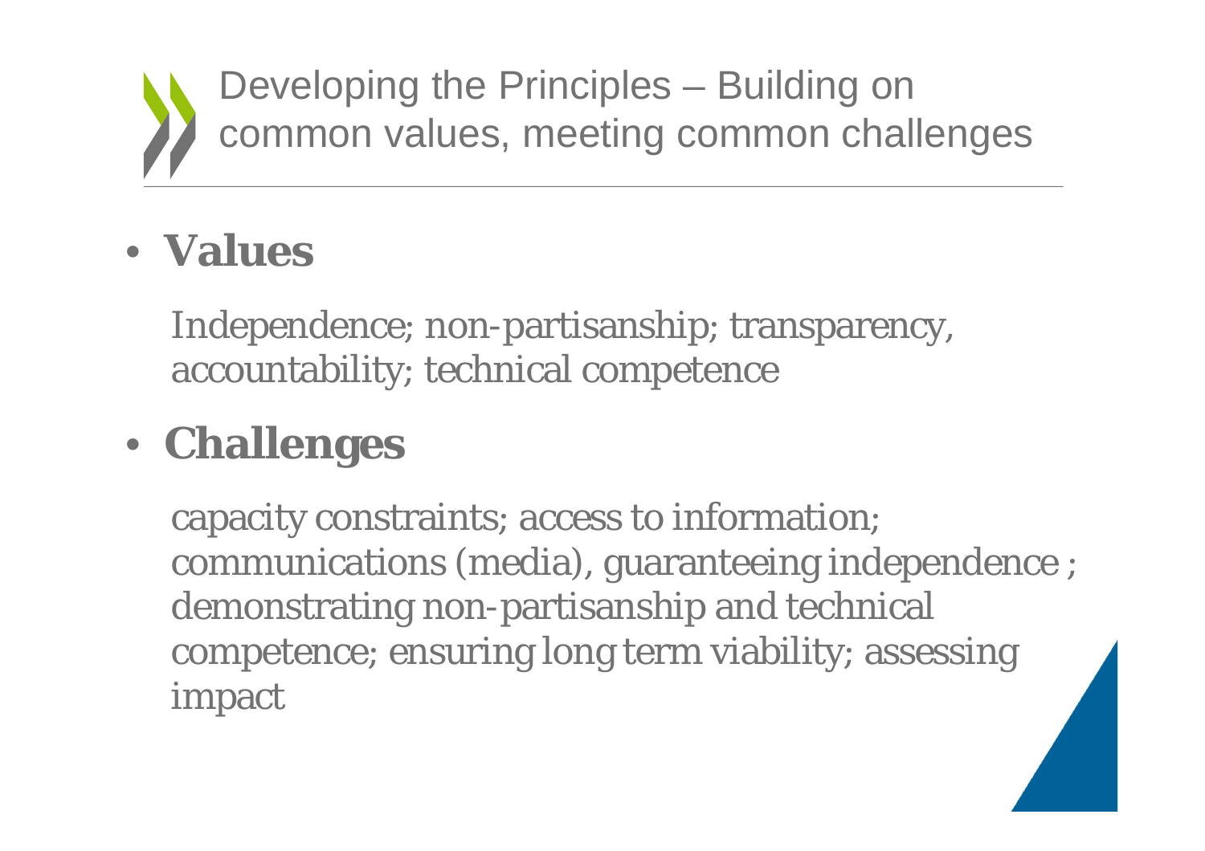# Developing the Principles – Building on common values, meeting common challenges

- **Values**

  Independence; non-partisanship; transparency, accountability; technical competence

- **Challenges**

  capacity constraints; access to information; communications (media), guaranteeing independence ; demonstrating non-partisanship and technical competence; ensuring long term viability; assessing impact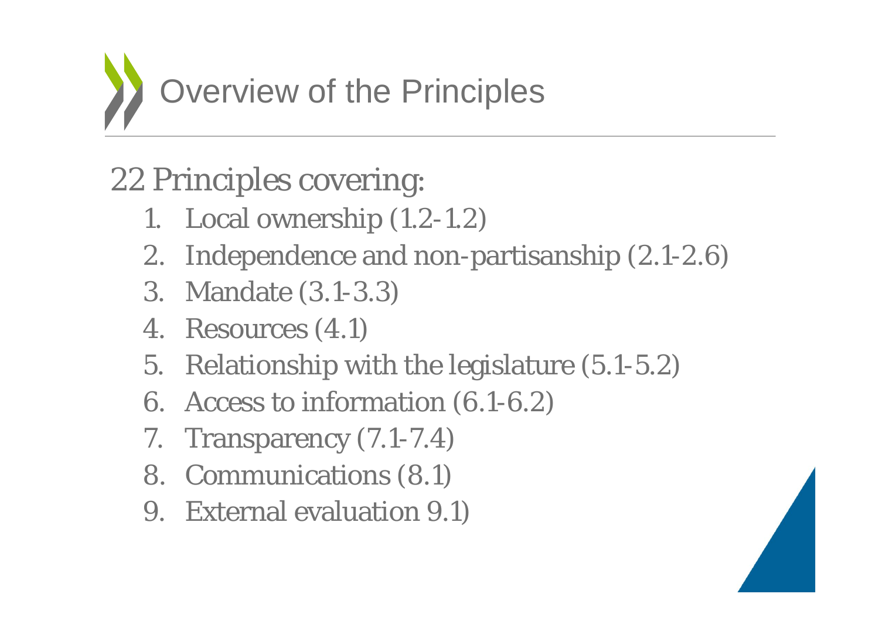# Overview of the Principles

22 Principles covering:

1. Local ownership (1.2-1.2)
2. Independence and non-partisanship (2.1-2.6)
3. Mandate (3.1-3.3)
4. Resources (4.1)
5. Relationship with the legislature (5.1-5.2)
6. Access to information (6.1-6.2)
7. Transparency (7.1-7.4)
8. Communications (8.1)
9. External evaluation 9.1)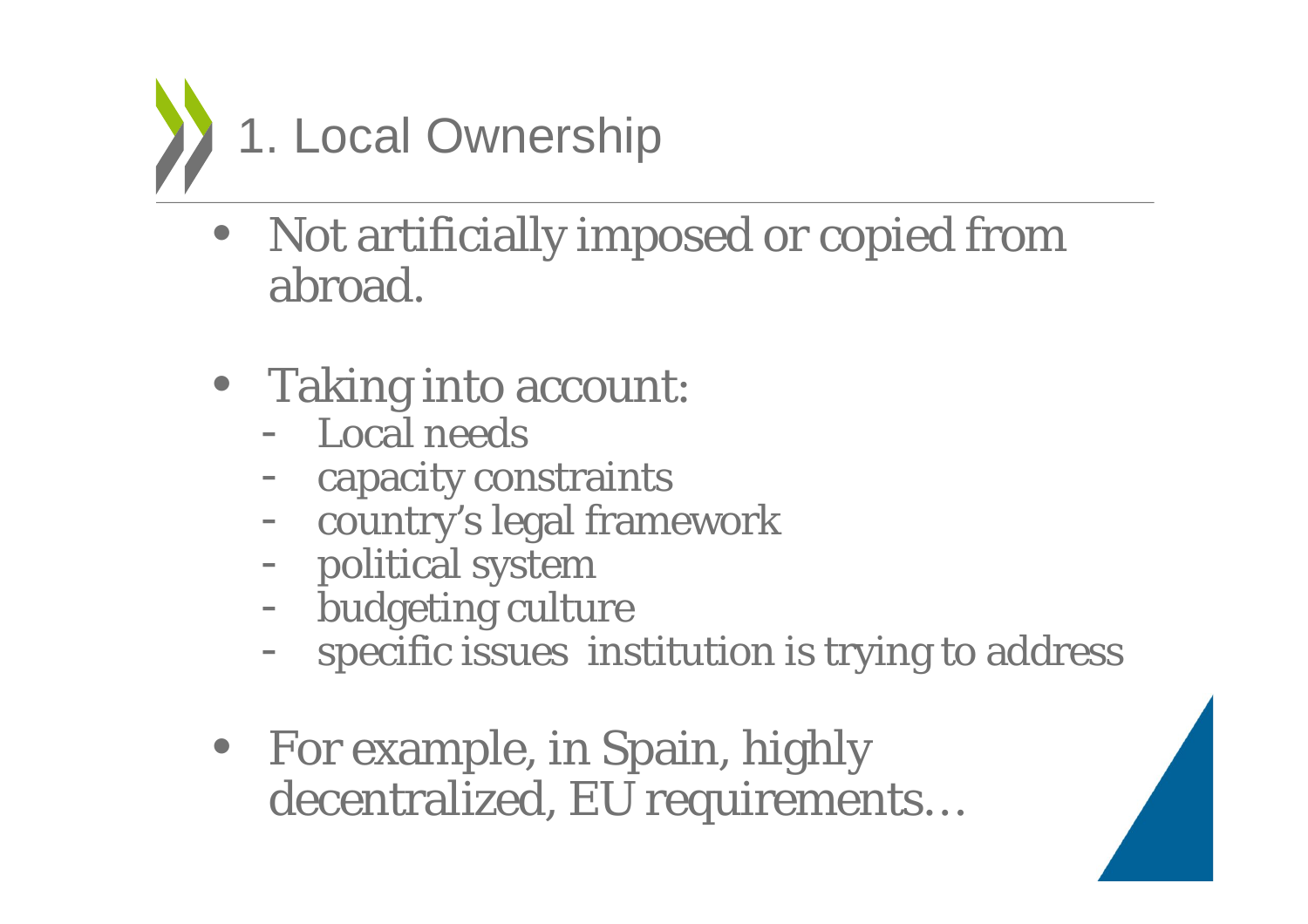# 1. Local Ownership

- Not artificially imposed or copied from abroad.

- Taking into account:
  - Local needs
  - capacity constraints
  - country's legal framework
  - political system
  - budgeting culture
  - specific issues institution is trying to address

- For example, in Spain, highly decentralized, EU requirements…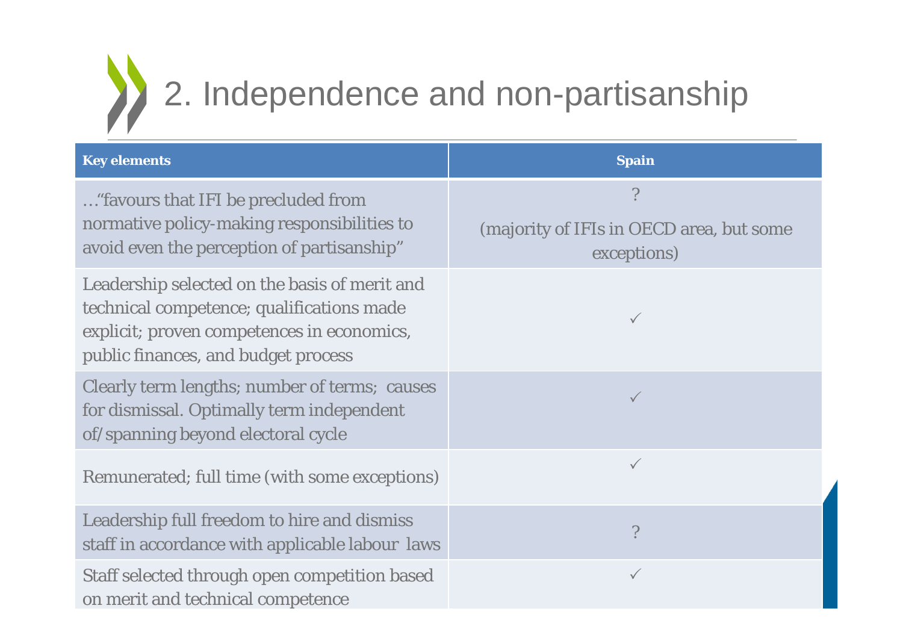# 2. Independence and non-partisanship

| Key elements | Spain |
|---|---|
| …"favours that IFI be precluded from normative policy-making responsibilities to avoid even the perception of partisanship" | ? (majority of IFIs in OECD area, but some exceptions) |
| Leadership selected on the basis of merit and technical competence; qualifications made explicit; proven competences in economics, public finances, and budget process | ✓ |
| Clearly term lengths; number of terms; causes for dismissal. Optimally term independent of/spanning beyond electoral cycle | ✓ |
| Remunerated; full time (with some exceptions) | ✓ |
| Leadership full freedom to hire and dismiss staff in accordance with applicable labour laws | ? |
| Staff selected through open competition based on merit and technical competence | ✓ |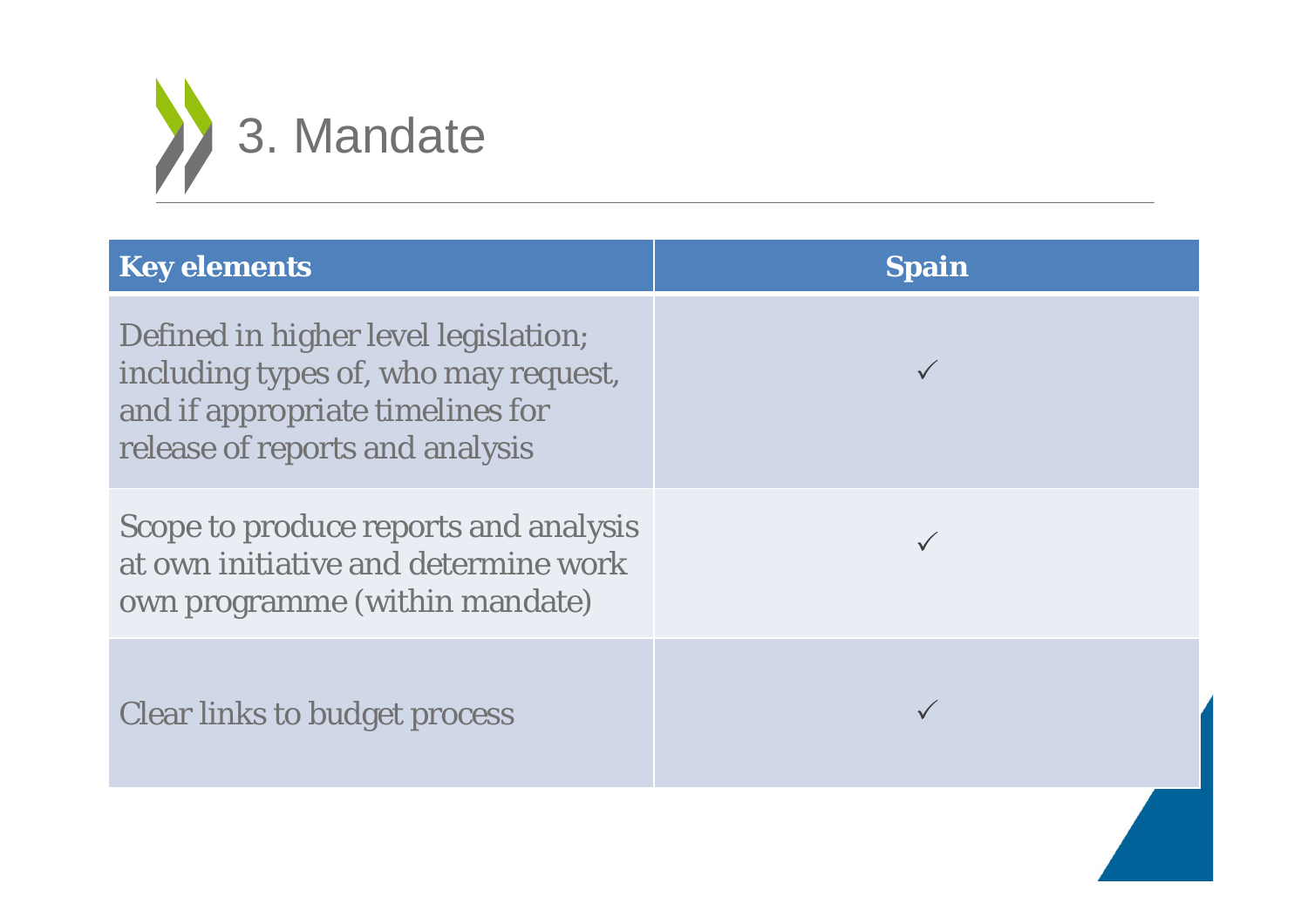# 3. Mandate

| Key elements | Spain |
|---|---|
| Defined in higher level legislation; including types of, who may request, and if appropriate timelines for release of reports and analysis | ✓ |
| Scope to produce reports and analysis at own initiative and determine work own programme (within mandate) | ✓ |
| Clear links to budget process | ✓ |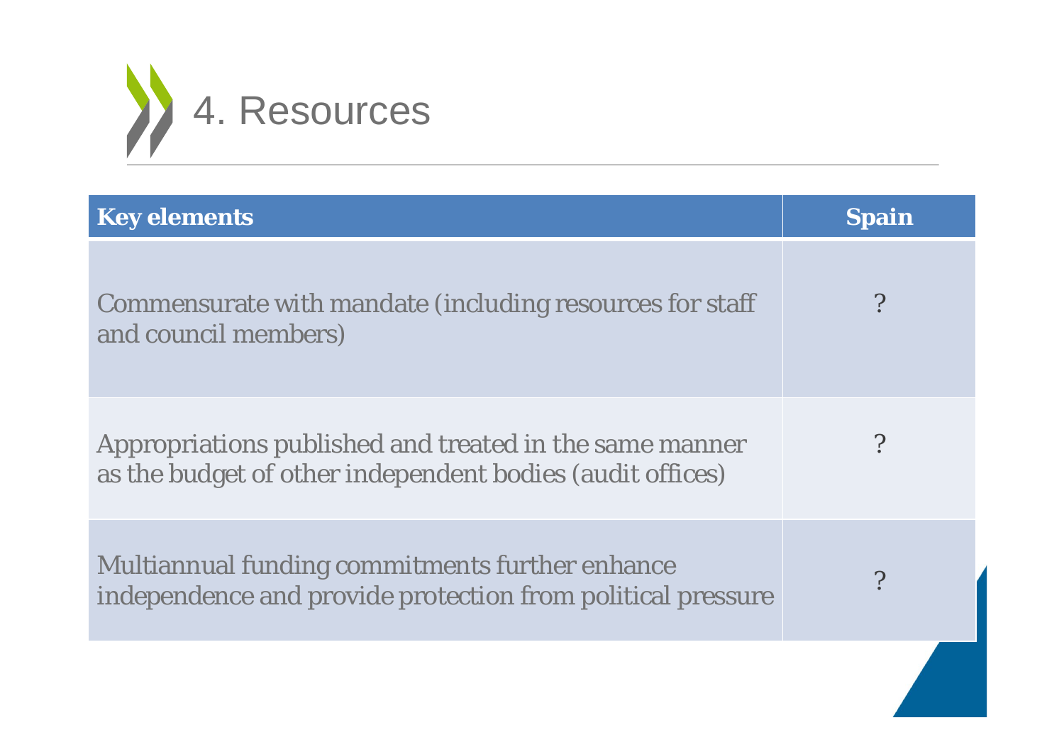# 4. Resources

| Key elements | Spain |
|---|---|
| Commensurate with mandate (including resources for staff and council members) | ? |
| Appropriations published and treated in the same manner as the budget of other independent bodies (audit offices) | ? |
| Multiannual funding commitments further enhance independence and provide protection from political pressure | ? |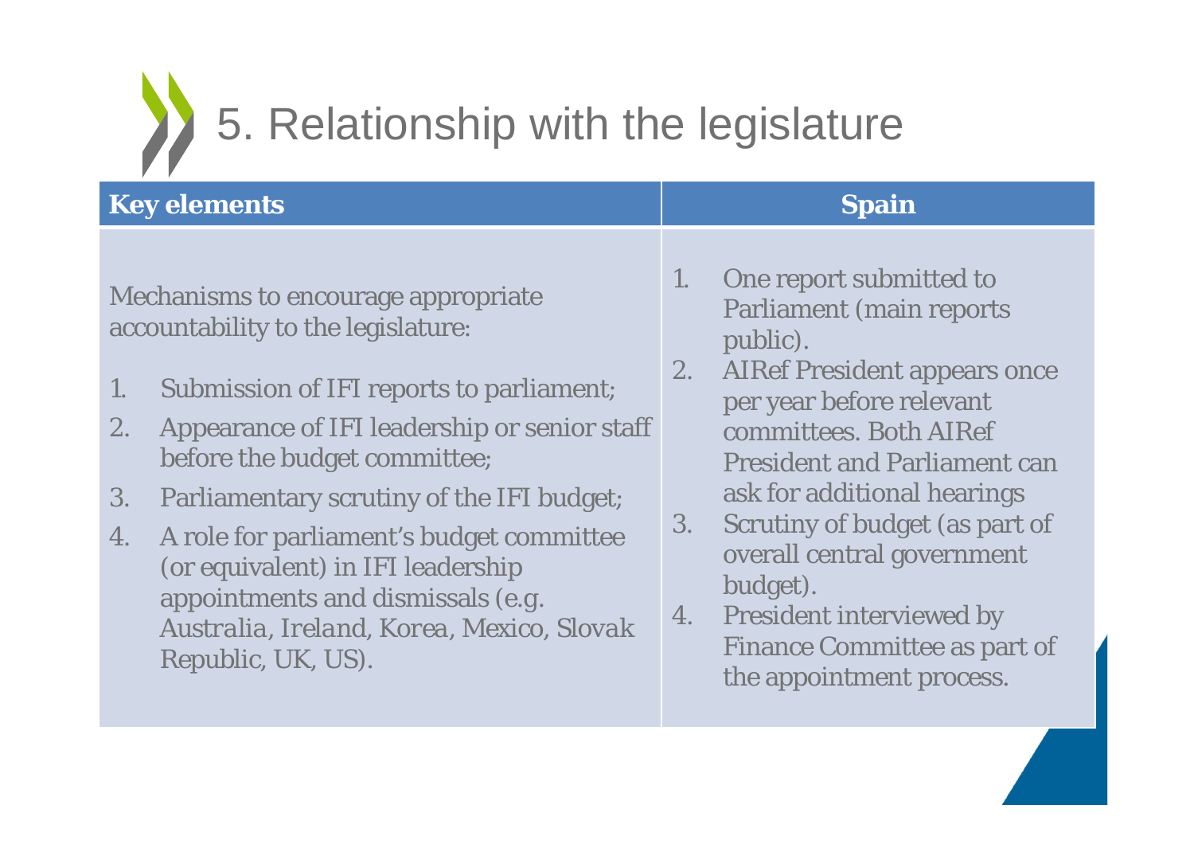# 5. Relationship with the legislature

| Key elements | Spain |
|---|---|
| Mechanisms to encourage appropriate accountability to the legislature:<br><br>1. Submission of IFI reports to parliament;<br>2. Appearance of IFI leadership or senior staff before the budget committee;<br>3. Parliamentary scrutiny of the IFI budget;<br>4. A role for parliament's budget committee (or equivalent) in IFI leadership appointments and dismissals (e.g. *Australia, Ireland, Korea, Mexico, Slovak Republic, UK, US*). | 1. One report submitted to Parliament (main reports public).<br>2. AIRef President appears once per year before relevant committees. Both AIRef President and Parliament can ask for additional hearings<br>3. Scrutiny of budget (as part of overall central government budget).<br>4. President interviewed by Finance Committee as part of the appointment process. |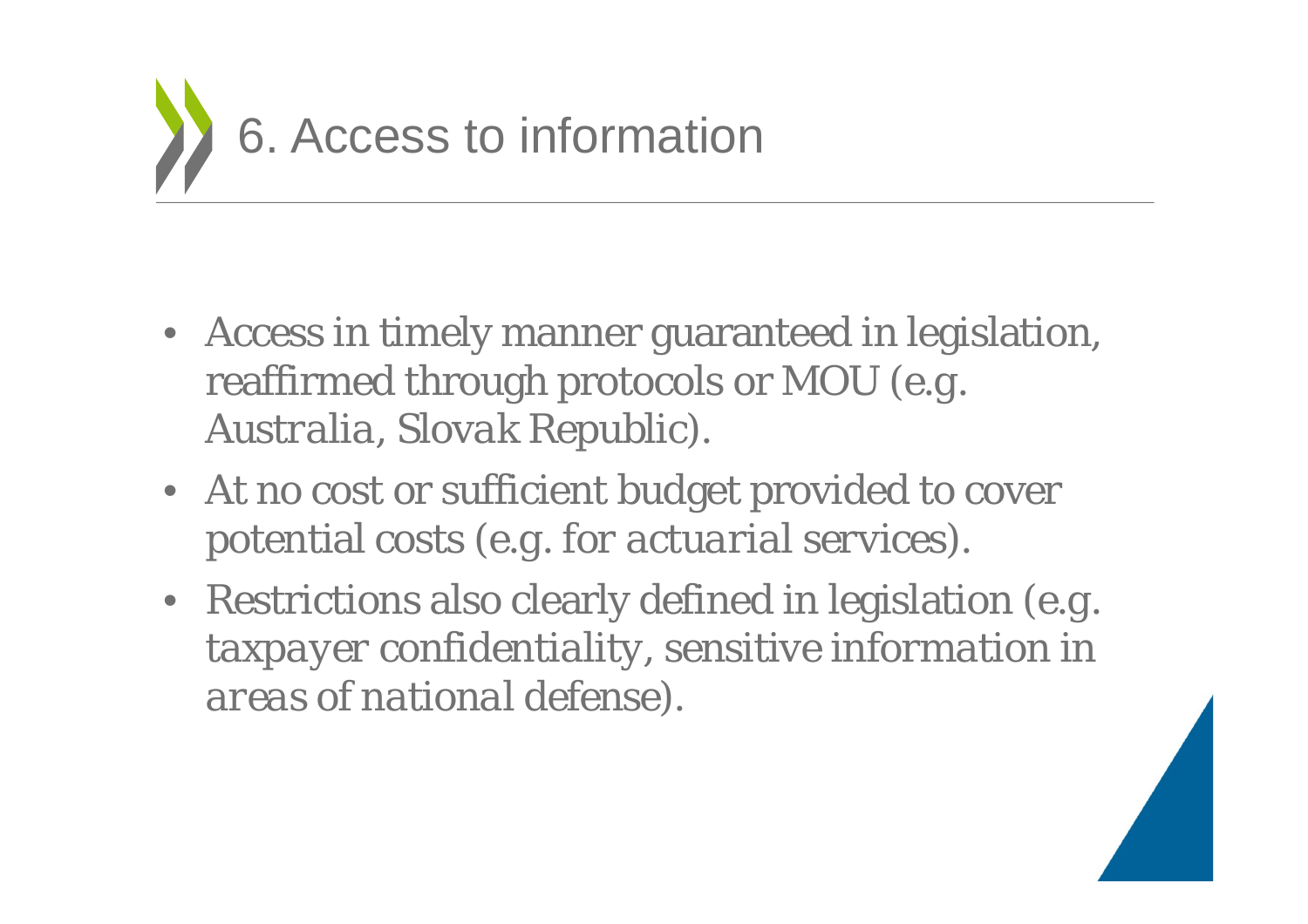# 6. Access to information

- Access in timely manner guaranteed in legislation, reaffirmed through protocols or MOU (e.g. Australia, Slovak Republic).
- At no cost or sufficient budget provided to cover potential costs (e.g. for actuarial services).
- Restrictions also clearly defined in legislation (e.g. taxpayer confidentiality, sensitive information in areas of national defense).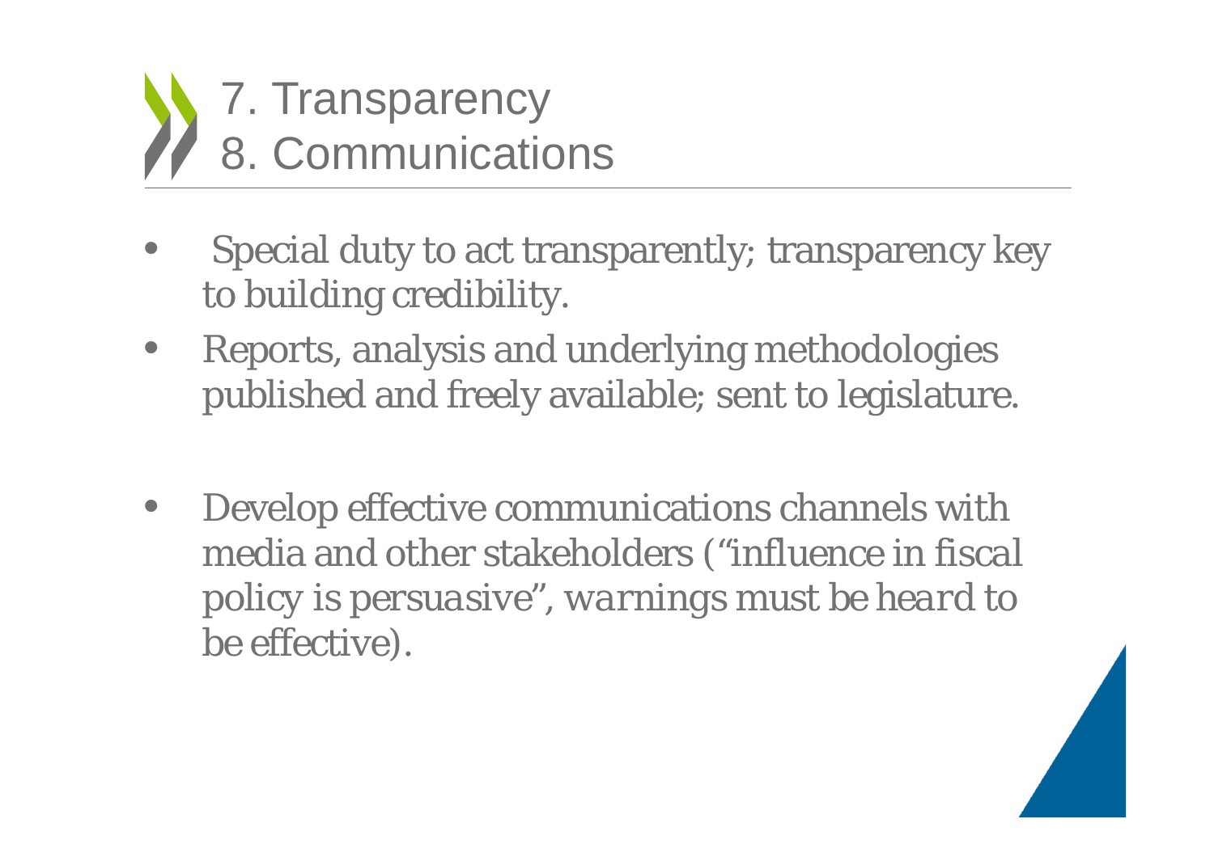# 7. Transparency
# 8. Communications

- Special duty to act transparently; transparency key to building credibility.
- Reports, analysis and underlying methodologies published and freely available; sent to legislature.

- Develop effective communications channels with media and other stakeholders (*"influence in fiscal policy is persuasive", warnings must be heard to be effective*).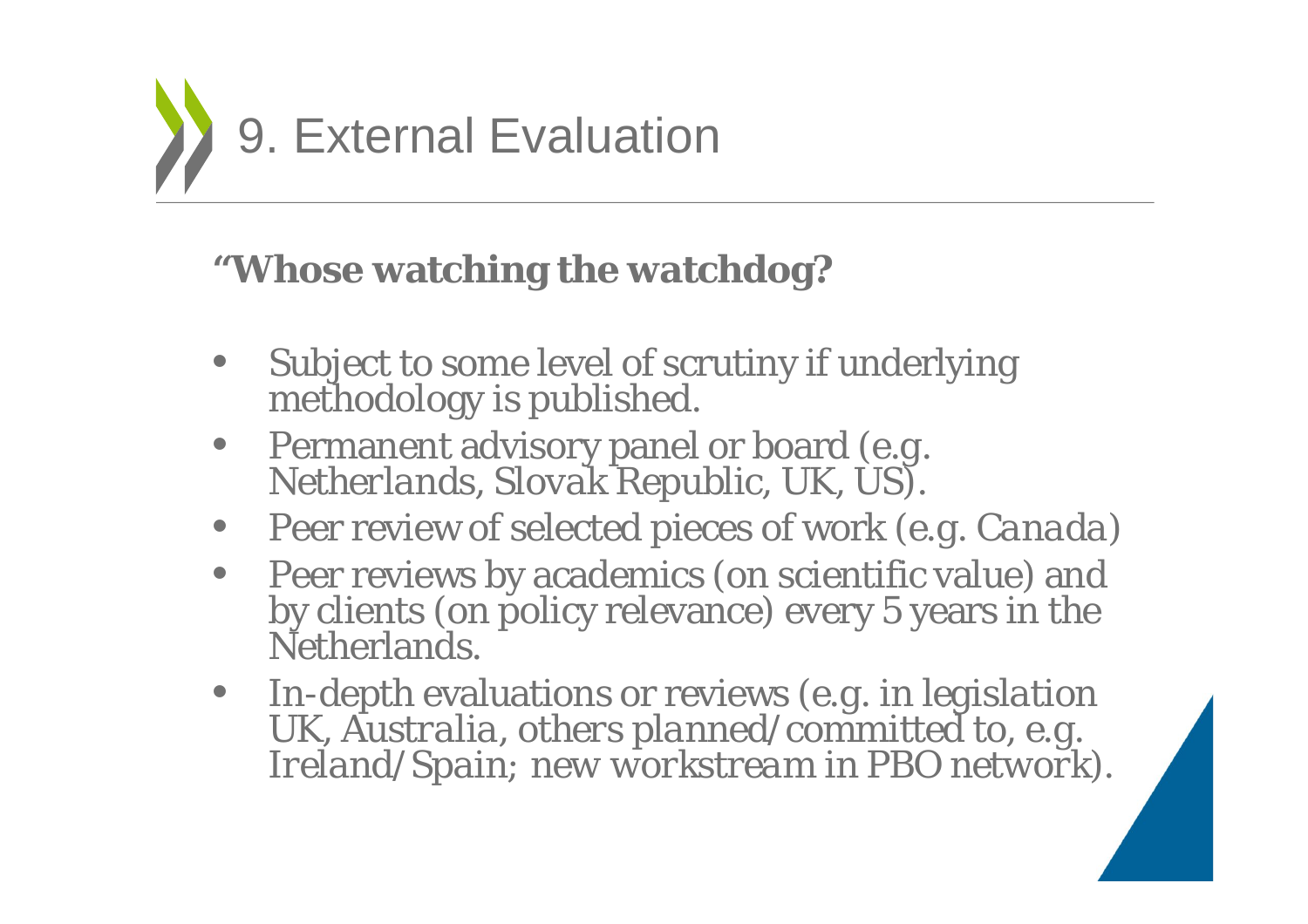# 9. External Evaluation

**"Whose watching the watchdog?**

- Subject to some level of scrutiny if underlying methodology is published.
- Permanent advisory panel or board (e.g. Netherlands, Slovak Republic, UK, US).
- Peer review of selected pieces of work (e.g. Canada)
- Peer reviews by academics (on scientific value) and by clients (on policy relevance) every 5 years in the Netherlands.
- In-depth evaluations or reviews (e.g. in legislation UK, Australia, others planned/committed to, e.g. Ireland/Spain; new workstream in PBO network).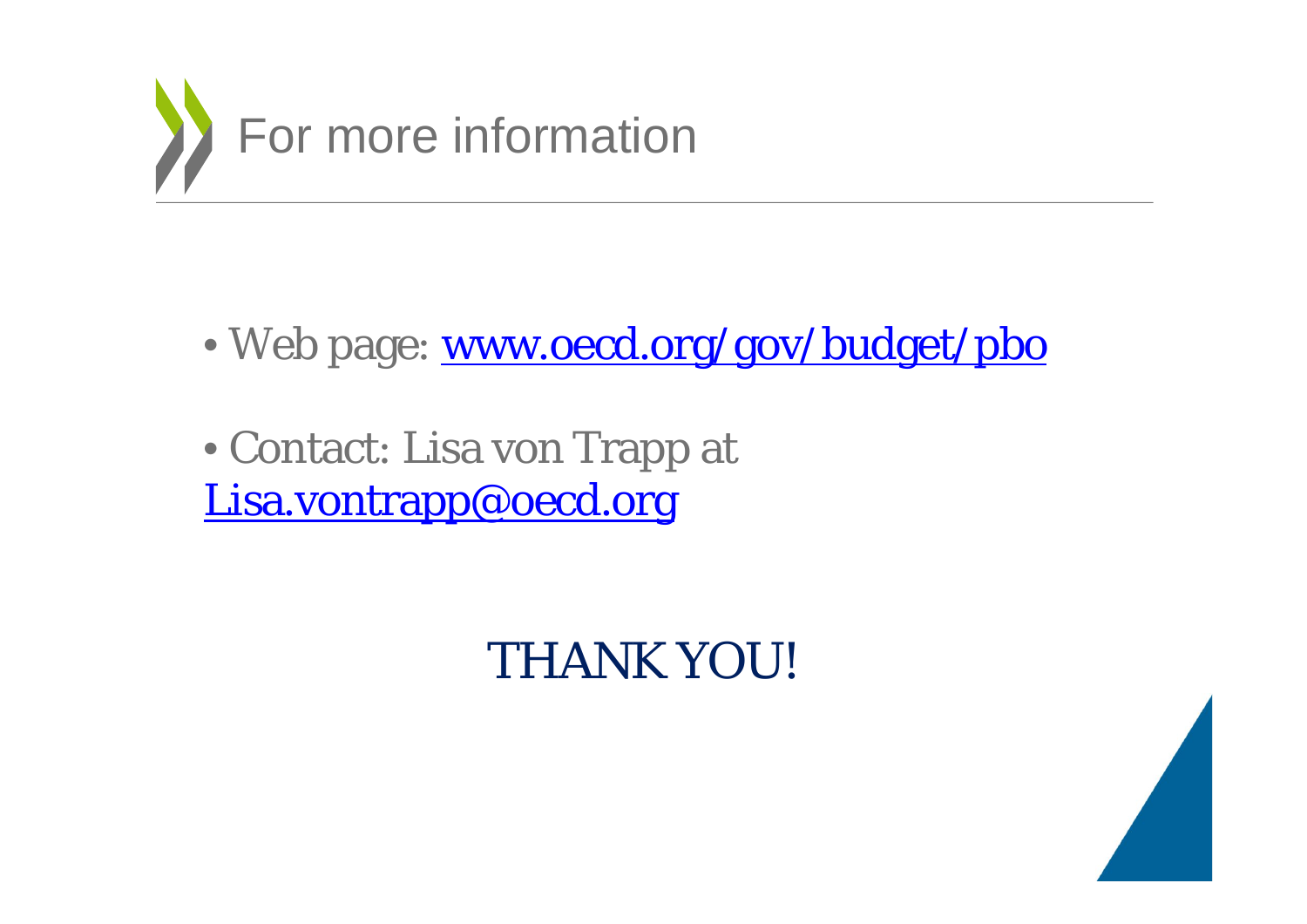# For more information

- Web page: www.oecd.org/gov/budget/pbo
- Contact: Lisa von Trapp at Lisa.vontrapp@oecd.org

THANK YOU!